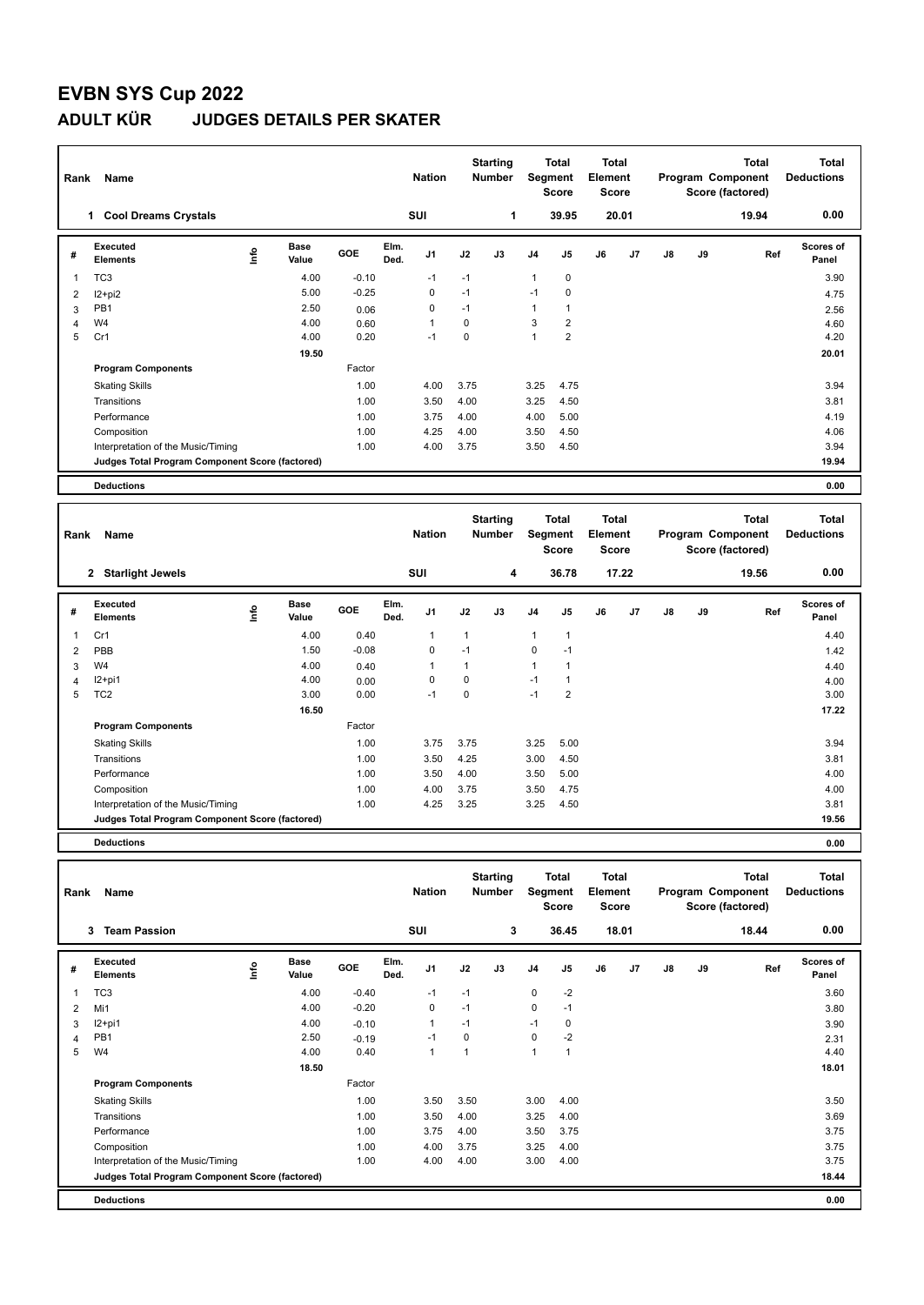# EVBN SYS Cup 2022

## ADULT KÜR JUDGES DETAILS PER SKATER

| Rank | Name | Nation | Starting Number | Total Segment Score | Total Element Score | Total Program Component Score (factored) | Total Deductions |
|---|---|---|---|---|---|---|---|
| 1 | Cool Dreams Crystals | SUI | 1 | 39.95 | 20.01 | 19.94 | 0.00 |

| # | Executed Elements | Info | Base Value | GOE | Elm. Ded. | J1 | J2 | J3 | J4 | J5 | J6 | J7 | J8 | J9 | Ref | Scores of Panel |
|---|---|---|---|---|---|---|---|---|---|---|---|---|---|---|---|---|
| 1 | TC3 | | 4.00 | -0.10 | | -1 | -1 | | 1 | 0 | | | | | | 3.90 |
| 2 | I2+pi2 | | 5.00 | -0.25 | | 0 | -1 | | -1 | 0 | | | | | | 4.75 |
| 3 | PB1 | | 2.50 | 0.06 | | 0 | -1 | | 1 | 1 | | | | | | 2.56 |
| 4 | W4 | | 4.00 | 0.60 | | 1 | 0 | | 3 | 2 | | | | | | 4.60 |
| 5 | Cr1 | | 4.00 | 0.20 | | -1 | 0 | | 1 | 2 | | | | | | 4.20 |
| | | | 19.50 | | | | | | | | | | | | | 20.01 |

| Program Components | Factor | J1 | J2 | J3 | J4 | J5 | J6 | J7 | J8 | J9 | Scores of Panel |
|---|---|---|---|---|---|---|---|---|---|---|---|
| Skating Skills | 1.00 | 4.00 | 3.75 | | 3.25 | 4.75 | | | | | 3.94 |
| Transitions | 1.00 | 3.50 | 4.00 | | 3.25 | 4.50 | | | | | 3.81 |
| Performance | 1.00 | 3.75 | 4.00 | | 4.00 | 5.00 | | | | | 4.19 |
| Composition | 1.00 | 4.25 | 4.00 | | 3.50 | 4.50 | | | | | 4.06 |
| Interpretation of the Music/Timing | 1.00 | 4.00 | 3.75 | | 3.50 | 4.50 | | | | | 3.94 |
| Judges Total Program Component Score (factored) | | | | | | | | | | | 19.94 |

**Deductions** 0.00

| Rank | Name | Nation | Starting Number | Total Segment Score | Total Element Score | Total Program Component Score (factored) | Total Deductions |
|---|---|---|---|---|---|---|---|
| 2 | Starlight Jewels | SUI | 4 | 36.78 | 17.22 | 19.56 | 0.00 |

| # | Executed Elements | Info | Base Value | GOE | Elm. Ded. | J1 | J2 | J3 | J4 | J5 | J6 | J7 | J8 | J9 | Ref | Scores of Panel |
|---|---|---|---|---|---|---|---|---|---|---|---|---|---|---|---|---|
| 1 | Cr1 | | 4.00 | 0.40 | | 1 | 1 | | 1 | 1 | | | | | | 4.40 |
| 2 | PBB | | 1.50 | -0.08 | | 0 | -1 | | 0 | -1 | | | | | | 1.42 |
| 3 | W4 | | 4.00 | 0.40 | | 1 | 1 | | 1 | 1 | | | | | | 4.40 |
| 4 | I2+pi1 | | 4.00 | 0.00 | | 0 | 0 | | -1 | 1 | | | | | | 4.00 |
| 5 | TC2 | | 3.00 | 0.00 | | -1 | 0 | | -1 | 2 | | | | | | 3.00 |
| | | | 16.50 | | | | | | | | | | | | | 17.22 |

| Program Components | Factor | J1 | J2 | J3 | J4 | J5 | J6 | J7 | J8 | J9 | Scores of Panel |
|---|---|---|---|---|---|---|---|---|---|---|---|
| Skating Skills | 1.00 | 3.75 | 3.75 | | 3.25 | 5.00 | | | | | 3.94 |
| Transitions | 1.00 | 3.50 | 4.25 | | 3.00 | 4.50 | | | | | 3.81 |
| Performance | 1.00 | 3.50 | 4.00 | | 3.50 | 5.00 | | | | | 4.00 |
| Composition | 1.00 | 4.00 | 3.75 | | 3.50 | 4.75 | | | | | 4.00 |
| Interpretation of the Music/Timing | 1.00 | 4.25 | 3.25 | | 3.25 | 4.50 | | | | | 3.81 |
| Judges Total Program Component Score (factored) | | | | | | | | | | | 19.56 |

**Deductions** 0.00

| Rank | Name | Nation | Starting Number | Total Segment Score | Total Element Score | Total Program Component Score (factored) | Total Deductions |
|---|---|---|---|---|---|---|---|
| 3 | Team Passion | SUI | 3 | 36.45 | 18.01 | 18.44 | 0.00 |

| # | Executed Elements | Info | Base Value | GOE | Elm. Ded. | J1 | J2 | J3 | J4 | J5 | J6 | J7 | J8 | J9 | Ref | Scores of Panel |
|---|---|---|---|---|---|---|---|---|---|---|---|---|---|---|---|---|
| 1 | TC3 | | 4.00 | -0.40 | | -1 | -1 | | 0 | -2 | | | | | | 3.60 |
| 2 | Mi1 | | 4.00 | -0.20 | | 0 | -1 | | 0 | -1 | | | | | | 3.80 |
| 3 | I2+pi1 | | 4.00 | -0.10 | | 1 | -1 | | -1 | 0 | | | | | | 3.90 |
| 4 | PB1 | | 2.50 | -0.19 | | -1 | 0 | | 0 | -2 | | | | | | 2.31 |
| 5 | W4 | | 4.00 | 0.40 | | 1 | 1 | | 1 | 1 | | | | | | 4.40 |
| | | | 18.50 | | | | | | | | | | | | | 18.01 |

| Program Components | Factor | J1 | J2 | J3 | J4 | J5 | J6 | J7 | J8 | J9 | Scores of Panel |
|---|---|---|---|---|---|---|---|---|---|---|---|
| Skating Skills | 1.00 | 3.50 | 3.50 | | 3.00 | 4.00 | | | | | 3.50 |
| Transitions | 1.00 | 3.50 | 4.00 | | 3.25 | 4.00 | | | | | 3.69 |
| Performance | 1.00 | 3.75 | 4.00 | | 3.50 | 3.75 | | | | | 3.75 |
| Composition | 1.00 | 4.00 | 3.75 | | 3.25 | 4.00 | | | | | 3.75 |
| Interpretation of the Music/Timing | 1.00 | 4.00 | 4.00 | | 3.00 | 4.00 | | | | | 3.75 |
| Judges Total Program Component Score (factored) | | | | | | | | | | | 18.44 |

**Deductions** 0.00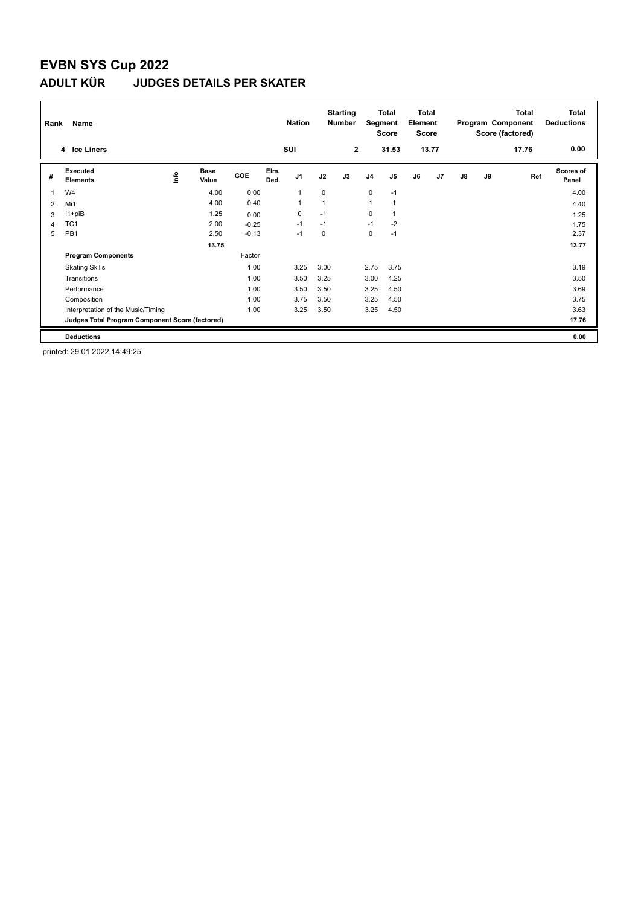# EVBN SYS Cup 2022

## ADULT KÜR JUDGES DETAILS PER SKATER

| Rank | Name | Nation | Starting Number | Total Segment Score | Total Element Score | Total Program Component Score (factored) | Total Deductions |
|---|---|---|---|---|---|---|---|
| 4 | Ice Liners | SUI | 2 | 31.53 | 13.77 | 17.76 | 0.00 |

| # | Executed Elements | Info | Base Value | GOE | Elm. Ded. | J1 | J2 | J3 | J4 | J5 | J6 | J7 | J8 | J9 | Ref | Scores of Panel |
|---|---|---|---|---|---|---|---|---|---|---|---|---|---|---|---|---|
| 1 | W4 | | 4.00 | 0.00 | | 1 | 0 | | 0 | -1 | | | | | | 4.00 |
| 2 | Mi1 | | 4.00 | 0.40 | | 1 | 1 | | 1 | 1 | | | | | | 4.40 |
| 3 | I1+piB | | 1.25 | 0.00 | | 0 | -1 | | 0 | 1 | | | | | | 1.25 |
| 4 | TC1 | | 2.00 | -0.25 | | -1 | -1 | | -1 | -2 | | | | | | 1.75 |
| 5 | PB1 | | 2.50 | -0.13 | | -1 | 0 | | 0 | -1 | | | | | | 2.37 |
| | | | 13.75 | | | | | | | | | | | | | 13.77 |
| | **Program Components** | | | Factor | | | | | | | | | | | | |
| | Skating Skills | | | 1.00 | | 3.25 | 3.00 | | 2.75 | 3.75 | | | | | | 3.19 |
| | Transitions | | | 1.00 | | 3.50 | 3.25 | | 3.00 | 4.25 | | | | | | 3.50 |
| | Performance | | | 1.00 | | 3.50 | 3.50 | | 3.25 | 4.50 | | | | | | 3.69 |
| | Composition | | | 1.00 | | 3.75 | 3.50 | | 3.25 | 4.50 | | | | | | 3.75 |
| | Interpretation of the Music/Timing | | | 1.00 | | 3.25 | 3.50 | | 3.25 | 4.50 | | | | | | 3.63 |
| | **Judges Total Program Component Score (factored)** | | | | | | | | | | | | | | | 17.76 |
| | **Deductions** | | | | | | | | | | | | | | | 0.00 |

printed: 29.01.2022 14:49:25